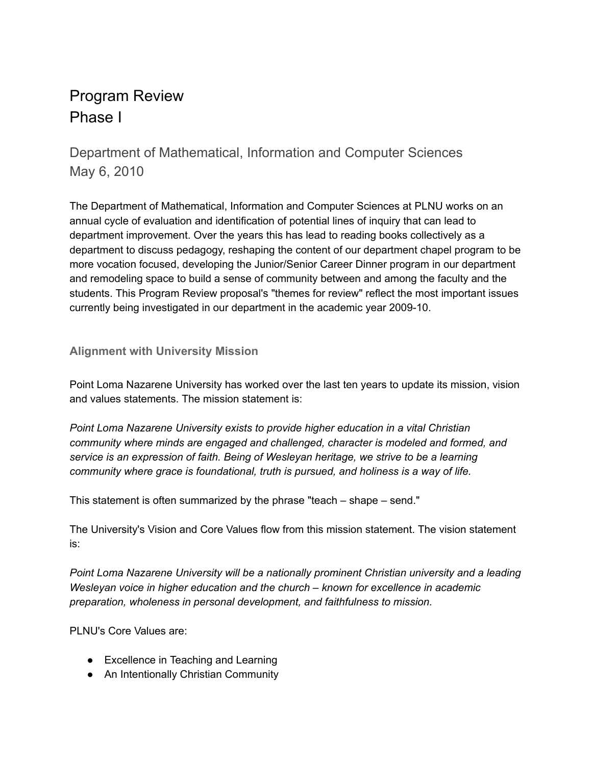# Program Review
# Phase I

## Department of Mathematical, Information and Computer Sciences
## May 6, 2010

The Department of Mathematical, Information and Computer Sciences at PLNU works on an annual cycle of evaluation and identification of potential lines of inquiry that can lead to department improvement. Over the years this has lead to reading books collectively as a department to discuss pedagogy, reshaping the content of our department chapel program to be more vocation focused, developing the Junior/Senior Career Dinner program in our department and remodeling space to build a sense of community between and among the faculty and the students. This Program Review proposal's "themes for review" reflect the most important issues currently being investigated in our department in the academic year 2009-10.

### Alignment with University Mission

Point Loma Nazarene University has worked over the last ten years to update its mission, vision and values statements. The mission statement is:

*Point Loma Nazarene University exists to provide higher education in a vital Christian community where minds are engaged and challenged, character is modeled and formed, and service is an expression of faith. Being of Wesleyan heritage, we strive to be a learning community where grace is foundational, truth is pursued, and holiness is a way of life.*

This statement is often summarized by the phrase "teach – shape – send."

The University's Vision and Core Values flow from this mission statement. The vision statement is:

*Point Loma Nazarene University will be a nationally prominent Christian university and a leading Wesleyan voice in higher education and the church – known for excellence in academic preparation, wholeness in personal development, and faithfulness to mission.*

PLNU's Core Values are:

- Excellence in Teaching and Learning
- An Intentionally Christian Community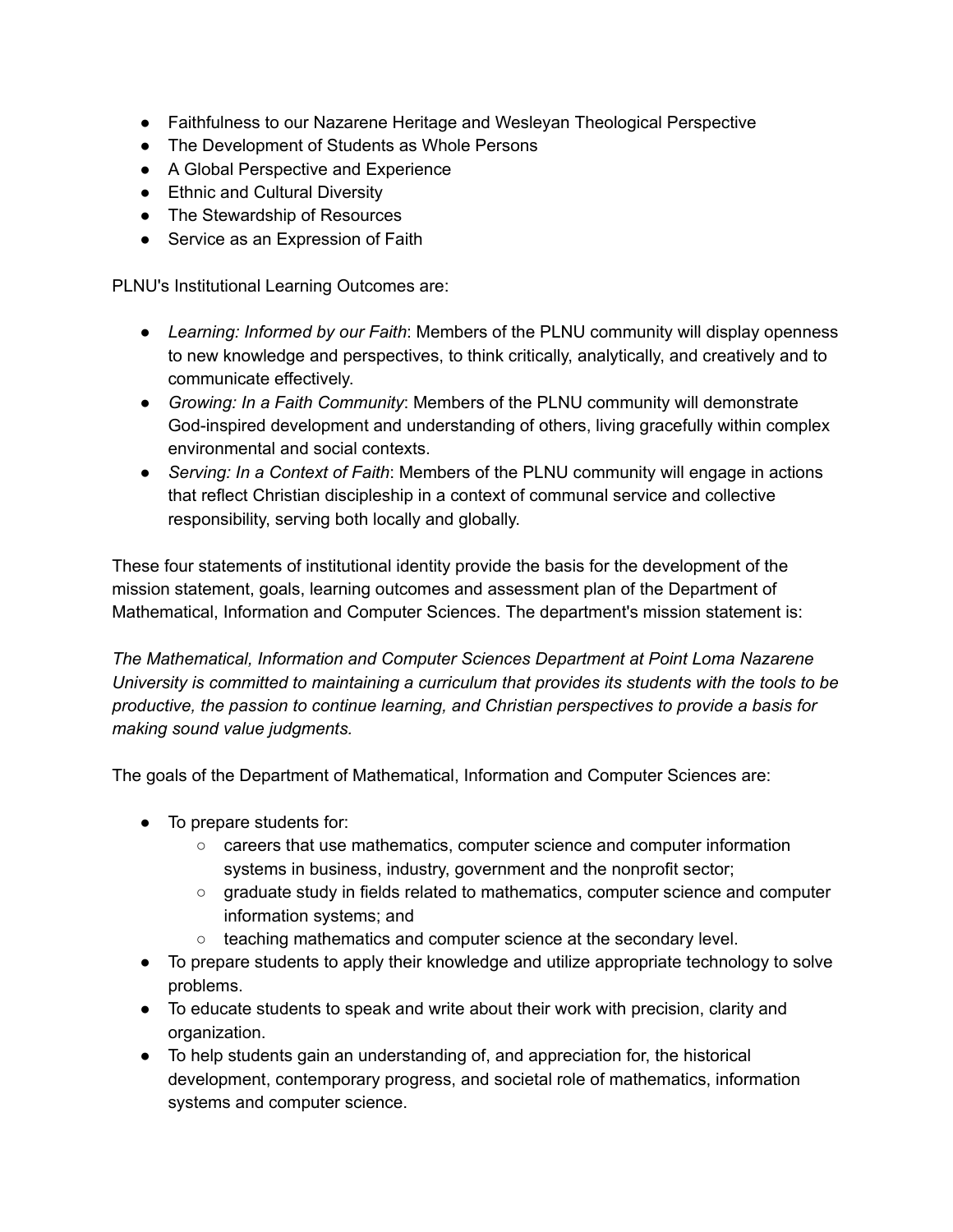- Faithfulness to our Nazarene Heritage and Wesleyan Theological Perspective
- The Development of Students as Whole Persons
- A Global Perspective and Experience
- Ethnic and Cultural Diversity
- The Stewardship of Resources
- Service as an Expression of Faith

PLNU's Institutional Learning Outcomes are:

- *Learning: Informed by our Faith*: Members of the PLNU community will display openness to new knowledge and perspectives, to think critically, analytically, and creatively and to communicate effectively.
- *Growing: In a Faith Community*: Members of the PLNU community will demonstrate God-inspired development and understanding of others, living gracefully within complex environmental and social contexts.
- *Serving: In a Context of Faith*: Members of the PLNU community will engage in actions that reflect Christian discipleship in a context of communal service and collective responsibility, serving both locally and globally.

These four statements of institutional identity provide the basis for the development of the mission statement, goals, learning outcomes and assessment plan of the Department of Mathematical, Information and Computer Sciences. The department's mission statement is:

*The Mathematical, Information and Computer Sciences Department at Point Loma Nazarene University is committed to maintaining a curriculum that provides its students with the tools to be productive, the passion to continue learning, and Christian perspectives to provide a basis for making sound value judgments.*

The goals of the Department of Mathematical, Information and Computer Sciences are:

- To prepare students for:
  - careers that use mathematics, computer science and computer information systems in business, industry, government and the nonprofit sector;
  - graduate study in fields related to mathematics, computer science and computer information systems; and
  - teaching mathematics and computer science at the secondary level.
- To prepare students to apply their knowledge and utilize appropriate technology to solve problems.
- To educate students to speak and write about their work with precision, clarity and organization.
- To help students gain an understanding of, and appreciation for, the historical development, contemporary progress, and societal role of mathematics, information systems and computer science.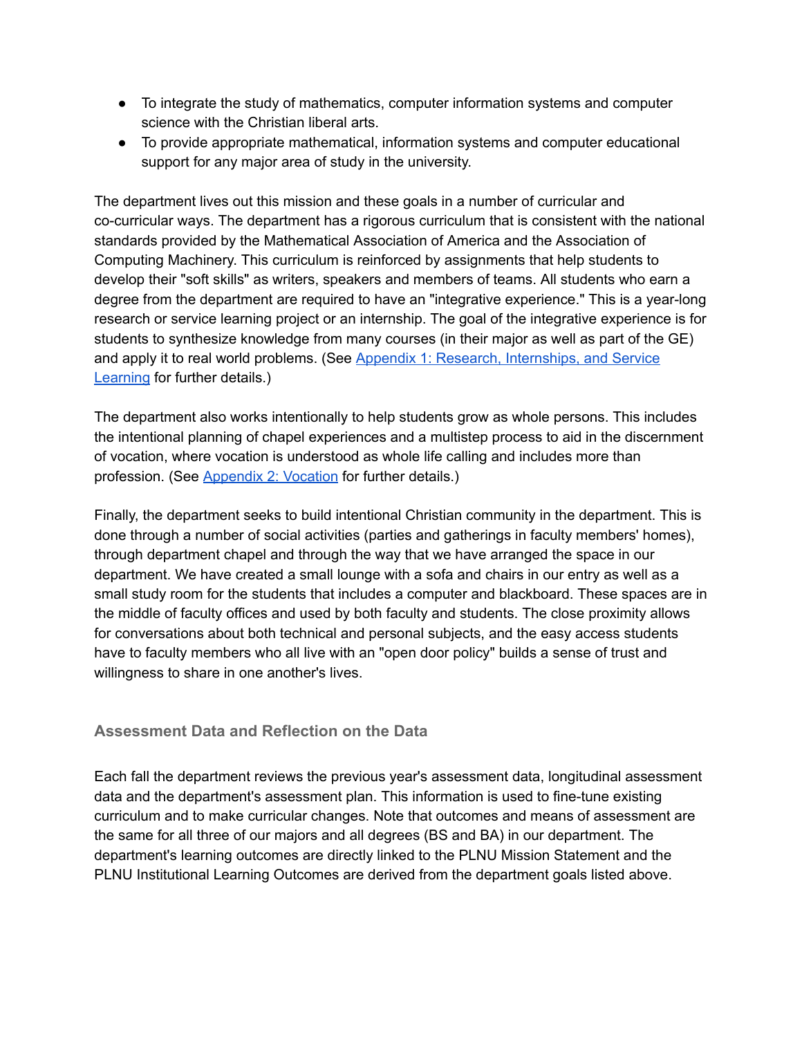- To integrate the study of mathematics, computer information systems and computer science with the Christian liberal arts.
- To provide appropriate mathematical, information systems and computer educational support for any major area of study in the university.

The department lives out this mission and these goals in a number of curricular and co-curricular ways. The department has a rigorous curriculum that is consistent with the national standards provided by the Mathematical Association of America and the Association of Computing Machinery. This curriculum is reinforced by assignments that help students to develop their "soft skills" as writers, speakers and members of teams. All students who earn a degree from the department are required to have an "integrative experience." This is a year-long research or service learning project or an internship. The goal of the integrative experience is for students to synthesize knowledge from many courses (in their major as well as part of the GE) and apply it to real world problems. (See Appendix 1: Research, Internships, and Service Learning for further details.)

The department also works intentionally to help students grow as whole persons. This includes the intentional planning of chapel experiences and a multistep process to aid in the discernment of vocation, where vocation is understood as whole life calling and includes more than profession. (See Appendix 2: Vocation for further details.)

Finally, the department seeks to build intentional Christian community in the department. This is done through a number of social activities (parties and gatherings in faculty members' homes), through department chapel and through the way that we have arranged the space in our department. We have created a small lounge with a sofa and chairs in our entry as well as a small study room for the students that includes a computer and blackboard. These spaces are in the middle of faculty offices and used by both faculty and students. The close proximity allows for conversations about both technical and personal subjects, and the easy access students have to faculty members who all live with an "open door policy" builds a sense of trust and willingness to share in one another's lives.

## Assessment Data and Reflection on the Data

Each fall the department reviews the previous year's assessment data, longitudinal assessment data and the department's assessment plan. This information is used to fine-tune existing curriculum and to make curricular changes. Note that outcomes and means of assessment are the same for all three of our majors and all degrees (BS and BA) in our department. The department's learning outcomes are directly linked to the PLNU Mission Statement and the PLNU Institutional Learning Outcomes are derived from the department goals listed above.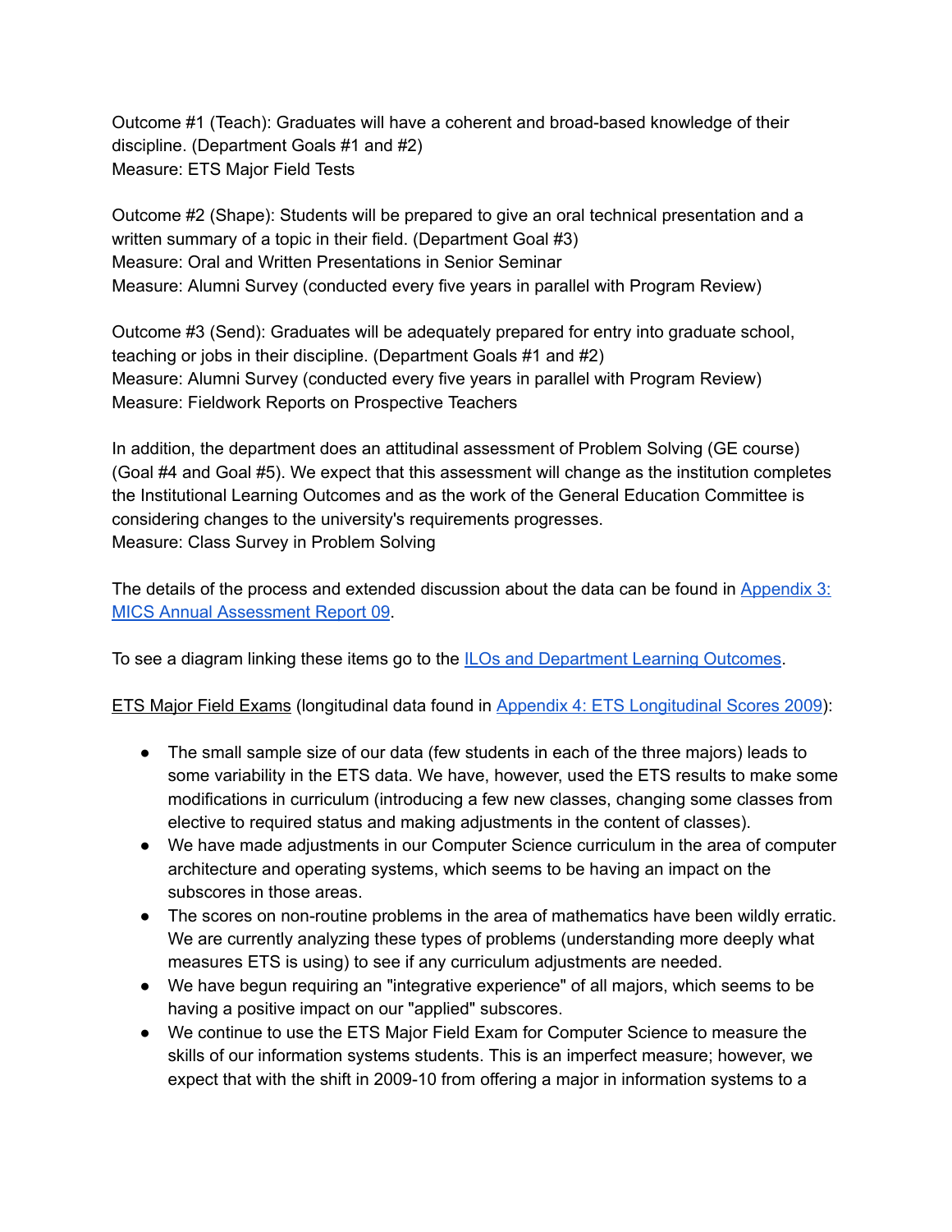Outcome #1 (Teach): Graduates will have a coherent and broad-based knowledge of their discipline. (Department Goals #1 and #2)
Measure: ETS Major Field Tests

Outcome #2 (Shape): Students will be prepared to give an oral technical presentation and a written summary of a topic in their field. (Department Goal #3)
Measure: Oral and Written Presentations in Senior Seminar
Measure: Alumni Survey (conducted every five years in parallel with Program Review)

Outcome #3 (Send): Graduates will be adequately prepared for entry into graduate school, teaching or jobs in their discipline. (Department Goals #1 and #2)
Measure: Alumni Survey (conducted every five years in parallel with Program Review)
Measure: Fieldwork Reports on Prospective Teachers

In addition, the department does an attitudinal assessment of Problem Solving (GE course) (Goal #4 and Goal #5). We expect that this assessment will change as the institution completes the Institutional Learning Outcomes and as the work of the General Education Committee is considering changes to the university's requirements progresses.
Measure: Class Survey in Problem Solving

The details of the process and extended discussion about the data can be found in [Appendix 3: MICS Annual Assessment Report 09](#).

To see a diagram linking these items go to the [ILOs and Department Learning Outcomes](#).

<u>ETS Major Field Exams</u> (longitudinal data found in [Appendix 4: ETS Longitudinal Scores 2009](#)):

- The small sample size of our data (few students in each of the three majors) leads to some variability in the ETS data. We have, however, used the ETS results to make some modifications in curriculum (introducing a few new classes, changing some classes from elective to required status and making adjustments in the content of classes).
- We have made adjustments in our Computer Science curriculum in the area of computer architecture and operating systems, which seems to be having an impact on the subscores in those areas.
- The scores on non-routine problems in the area of mathematics have been wildly erratic. We are currently analyzing these types of problems (understanding more deeply what measures ETS is using) to see if any curriculum adjustments are needed.
- We have begun requiring an "integrative experience" of all majors, which seems to be having a positive impact on our "applied" subscores.
- We continue to use the ETS Major Field Exam for Computer Science to measure the skills of our information systems students. This is an imperfect measure; however, we expect that with the shift in 2009-10 from offering a major in information systems to a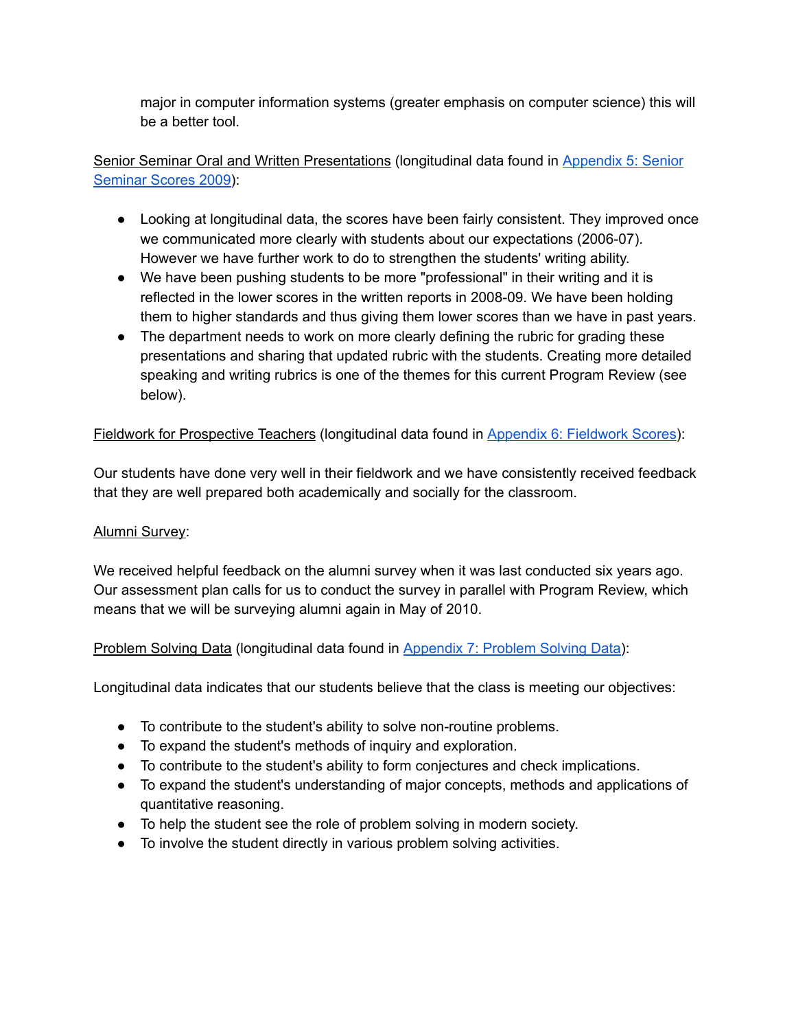major in computer information systems (greater emphasis on computer science) this will be a better tool.

<u>Senior Seminar Oral and Written Presentations</u> (longitudinal data found in [Appendix 5: Senior Seminar Scores 2009]):

- Looking at longitudinal data, the scores have been fairly consistent. They improved once we communicated more clearly with students about our expectations (2006-07). However we have further work to do to strengthen the students' writing ability.
- We have been pushing students to be more "professional" in their writing and it is reflected in the lower scores in the written reports in 2008-09. We have been holding them to higher standards and thus giving them lower scores than we have in past years.
- The department needs to work on more clearly defining the rubric for grading these presentations and sharing that updated rubric with the students. Creating more detailed speaking and writing rubrics is one of the themes for this current Program Review (see below).

<u>Fieldwork for Prospective Teachers</u> (longitudinal data found in [Appendix 6: Fieldwork Scores]):

Our students have done very well in their fieldwork and we have consistently received feedback that they are well prepared both academically and socially for the classroom.

<u>Alumni Survey</u>:

We received helpful feedback on the alumni survey when it was last conducted six years ago. Our assessment plan calls for us to conduct the survey in parallel with Program Review, which means that we will be surveying alumni again in May of 2010.

<u>Problem Solving Data</u> (longitudinal data found in [Appendix 7: Problem Solving Data]):

Longitudinal data indicates that our students believe that the class is meeting our objectives:

- To contribute to the student's ability to solve non-routine problems.
- To expand the student's methods of inquiry and exploration.
- To contribute to the student's ability to form conjectures and check implications.
- To expand the student's understanding of major concepts, methods and applications of quantitative reasoning.
- To help the student see the role of problem solving in modern society.
- To involve the student directly in various problem solving activities.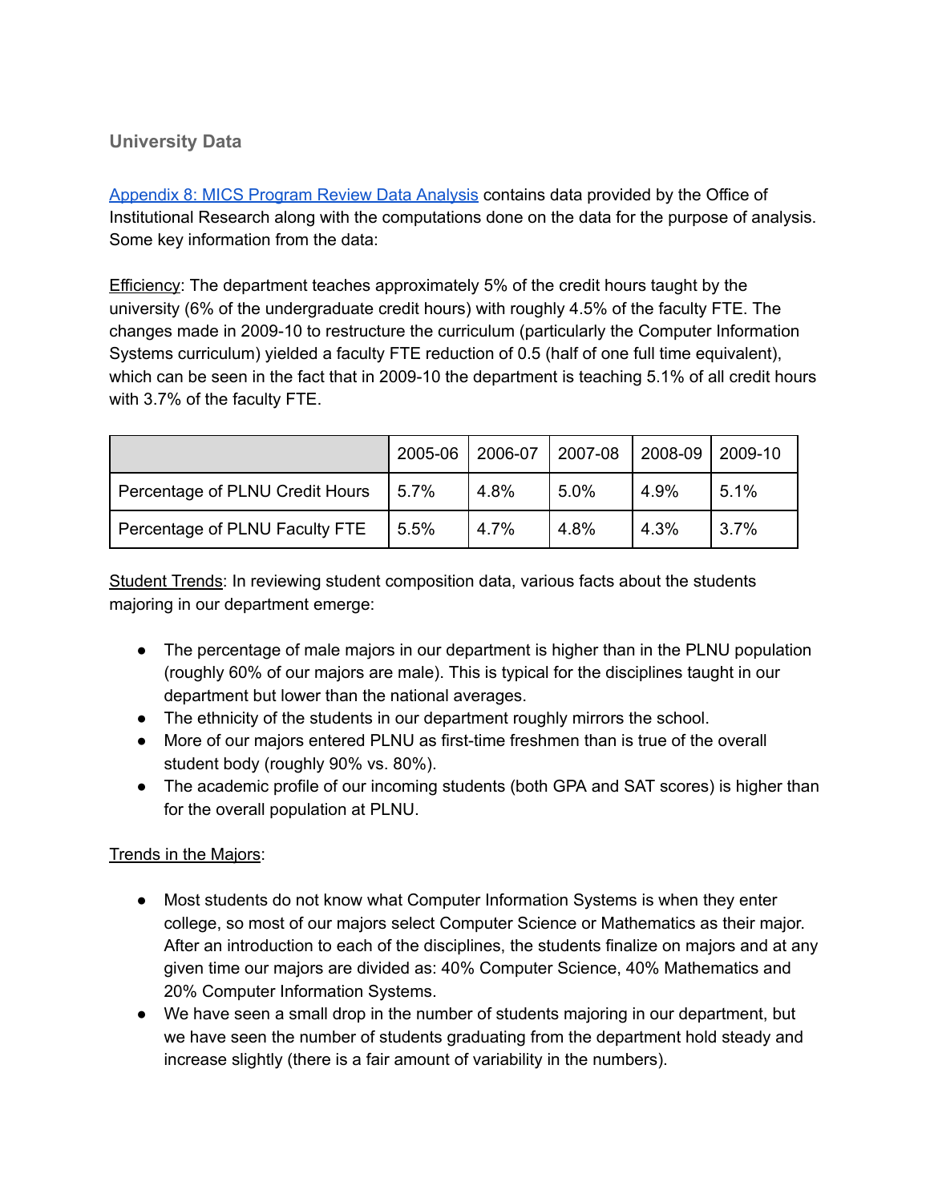### University Data

[Appendix 8: MICS Program Review Data Analysis]() contains data provided by the Office of Institutional Research along with the computations done on the data for the purpose of analysis. Some key information from the data:

Efficiency: The department teaches approximately 5% of the credit hours taught by the university (6% of the undergraduate credit hours) with roughly 4.5% of the faculty FTE. The changes made in 2009-10 to restructure the curriculum (particularly the Computer Information Systems curriculum) yielded a faculty FTE reduction of 0.5 (half of one full time equivalent), which can be seen in the fact that in 2009-10 the department is teaching 5.1% of all credit hours with 3.7% of the faculty FTE.

| | 2005-06 | 2006-07 | 2007-08 | 2008-09 | 2009-10 |
|---|---|---|---|---|---|
| Percentage of PLNU Credit Hours | 5.7% | 4.8% | 5.0% | 4.9% | 5.1% |
| Percentage of PLNU Faculty FTE | 5.5% | 4.7% | 4.8% | 4.3% | 3.7% |

Student Trends: In reviewing student composition data, various facts about the students majoring in our department emerge:

- The percentage of male majors in our department is higher than in the PLNU population (roughly 60% of our majors are male). This is typical for the disciplines taught in our department but lower than the national averages.
- The ethnicity of the students in our department roughly mirrors the school.
- More of our majors entered PLNU as first-time freshmen than is true of the overall student body (roughly 90% vs. 80%).
- The academic profile of our incoming students (both GPA and SAT scores) is higher than for the overall population at PLNU.

Trends in the Majors:

- Most students do not know what Computer Information Systems is when they enter college, so most of our majors select Computer Science or Mathematics as their major. After an introduction to each of the disciplines, the students finalize on majors and at any given time our majors are divided as: 40% Computer Science, 40% Mathematics and 20% Computer Information Systems.
- We have seen a small drop in the number of students majoring in our department, but we have seen the number of students graduating from the department hold steady and increase slightly (there is a fair amount of variability in the numbers).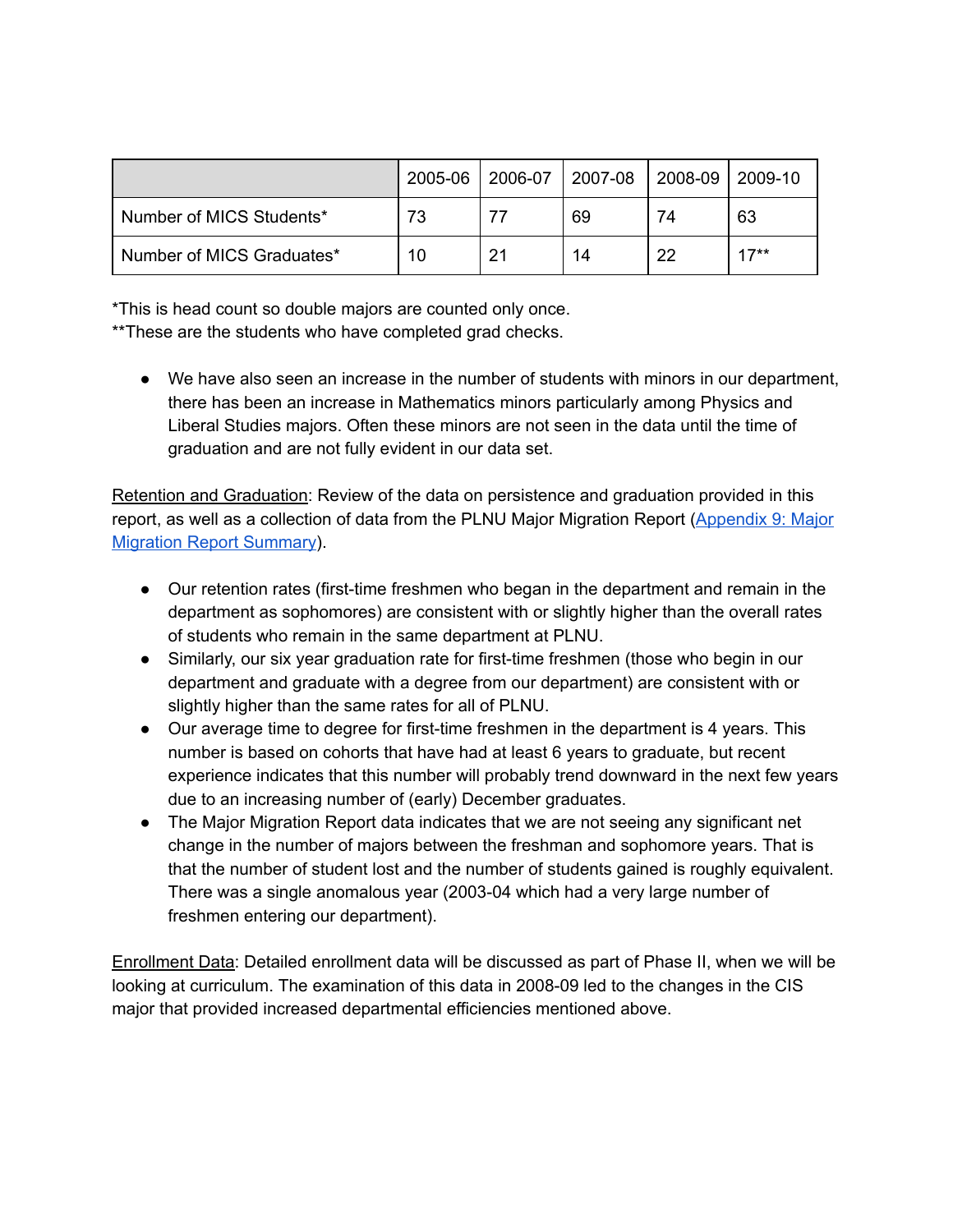| | 2005-06 | 2006-07 | 2007-08 | 2008-09 | 2009-10 |
|---|---|---|---|---|---|
| Number of MICS Students* | 73 | 77 | 69 | 74 | 63 |
| Number of MICS Graduates* | 10 | 21 | 14 | 22 | 17** |

*This is head count so double majors are counted only once.
**These are the students who have completed grad checks.

- We have also seen an increase in the number of students with minors in our department, there has been an increase in Mathematics minors particularly among Physics and Liberal Studies majors. Often these minors are not seen in the data until the time of graduation and are not fully evident in our data set.

Retention and Graduation: Review of the data on persistence and graduation provided in this report, as well as a collection of data from the PLNU Major Migration Report (Appendix 9: Major Migration Report Summary).

- Our retention rates (first-time freshmen who began in the department and remain in the department as sophomores) are consistent with or slightly higher than the overall rates of students who remain in the same department at PLNU.
- Similarly, our six year graduation rate for first-time freshmen (those who begin in our department and graduate with a degree from our department) are consistent with or slightly higher than the same rates for all of PLNU.
- Our average time to degree for first-time freshmen in the department is 4 years. This number is based on cohorts that have had at least 6 years to graduate, but recent experience indicates that this number will probably trend downward in the next few years due to an increasing number of (early) December graduates.
- The Major Migration Report data indicates that we are not seeing any significant net change in the number of majors between the freshman and sophomore years. That is that the number of student lost and the number of students gained is roughly equivalent. There was a single anomalous year (2003-04 which had a very large number of freshmen entering our department).

Enrollment Data: Detailed enrollment data will be discussed as part of Phase II, when we will be looking at curriculum. The examination of this data in 2008-09 led to the changes in the CIS major that provided increased departmental efficiencies mentioned above.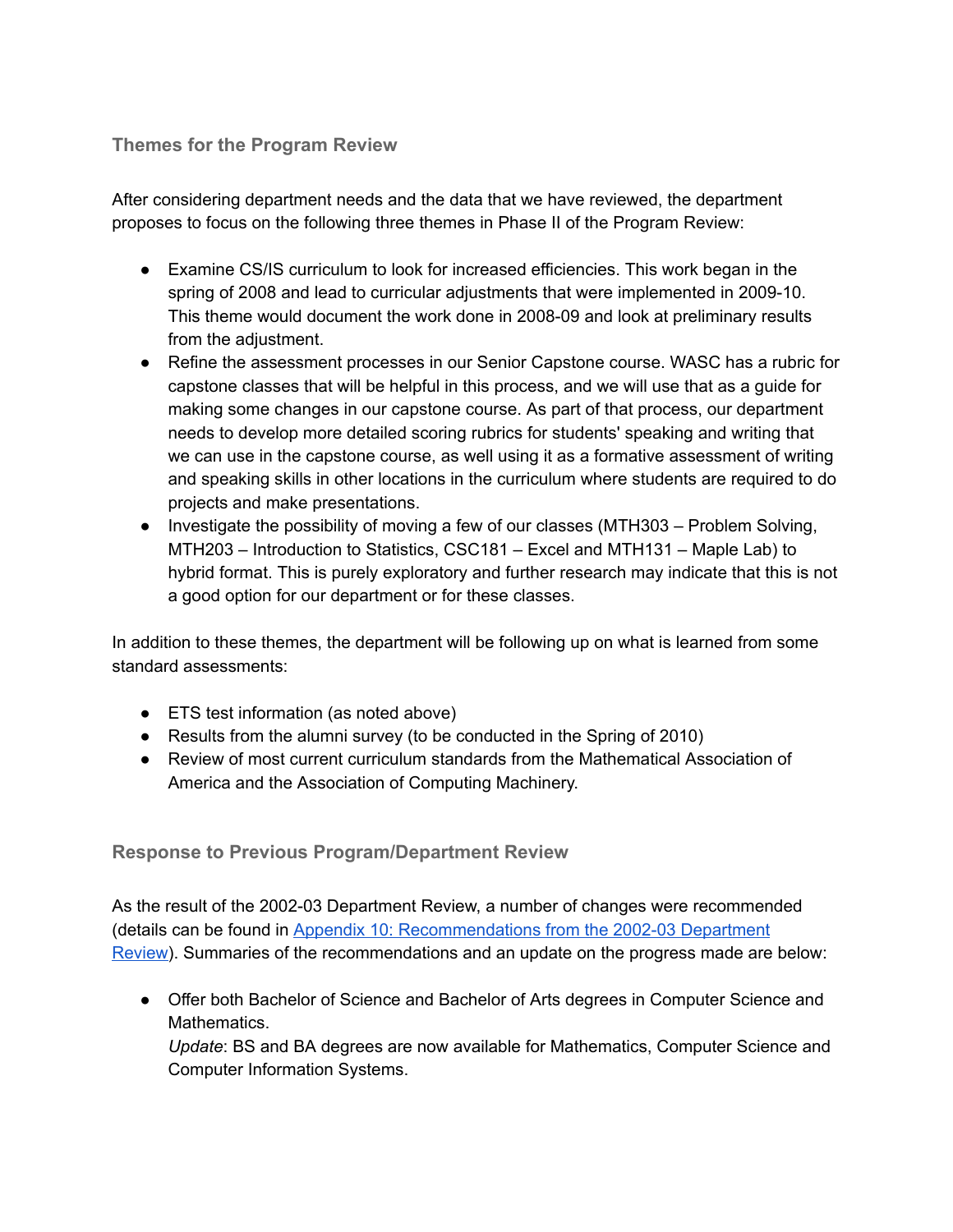### Themes for the Program Review

After considering department needs and the data that we have reviewed, the department proposes to focus on the following three themes in Phase II of the Program Review:

- Examine CS/IS curriculum to look for increased efficiencies. This work began in the spring of 2008 and lead to curricular adjustments that were implemented in 2009-10. This theme would document the work done in 2008-09 and look at preliminary results from the adjustment.
- Refine the assessment processes in our Senior Capstone course. WASC has a rubric for capstone classes that will be helpful in this process, and we will use that as a guide for making some changes in our capstone course. As part of that process, our department needs to develop more detailed scoring rubrics for students' speaking and writing that we can use in the capstone course, as well using it as a formative assessment of writing and speaking skills in other locations in the curriculum where students are required to do projects and make presentations.
- Investigate the possibility of moving a few of our classes (MTH303 – Problem Solving, MTH203 – Introduction to Statistics, CSC181 – Excel and MTH131 – Maple Lab) to hybrid format. This is purely exploratory and further research may indicate that this is not a good option for our department or for these classes.

In addition to these themes, the department will be following up on what is learned from some standard assessments:

- ETS test information (as noted above)
- Results from the alumni survey (to be conducted in the Spring of 2010)
- Review of most current curriculum standards from the Mathematical Association of America and the Association of Computing Machinery.

### Response to Previous Program/Department Review

As the result of the 2002-03 Department Review, a number of changes were recommended (details can be found in [Appendix 10: Recommendations from the 2002-03 Department Review](#)). Summaries of the recommendations and an update on the progress made are below:

- Offer both Bachelor of Science and Bachelor of Arts degrees in Computer Science and Mathematics.
  *Update*: BS and BA degrees are now available for Mathematics, Computer Science and Computer Information Systems.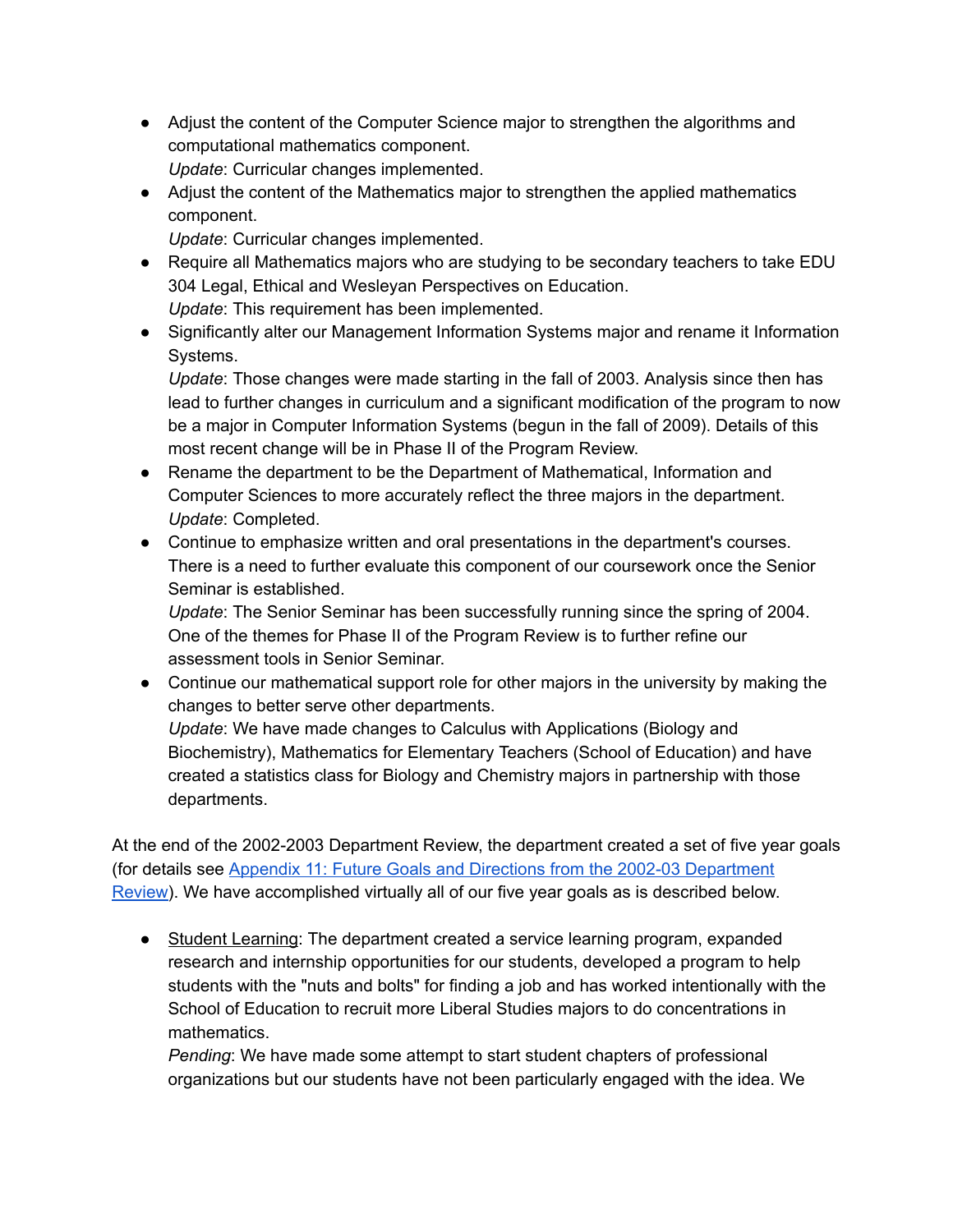- Adjust the content of the Computer Science major to strengthen the algorithms and computational mathematics component.
  *Update*: Curricular changes implemented.
- Adjust the content of the Mathematics major to strengthen the applied mathematics component.
  *Update*: Curricular changes implemented.
- Require all Mathematics majors who are studying to be secondary teachers to take EDU 304 Legal, Ethical and Wesleyan Perspectives on Education.
  *Update*: This requirement has been implemented.
- Significantly alter our Management Information Systems major and rename it Information Systems.
  *Update*: Those changes were made starting in the fall of 2003. Analysis since then has lead to further changes in curriculum and a significant modification of the program to now be a major in Computer Information Systems (begun in the fall of 2009). Details of this most recent change will be in Phase II of the Program Review.
- Rename the department to be the Department of Mathematical, Information and Computer Sciences to more accurately reflect the three majors in the department.
  *Update*: Completed.
- Continue to emphasize written and oral presentations in the department's courses. There is a need to further evaluate this component of our coursework once the Senior Seminar is established.
  *Update*: The Senior Seminar has been successfully running since the spring of 2004. One of the themes for Phase II of the Program Review is to further refine our assessment tools in Senior Seminar.
- Continue our mathematical support role for other majors in the university by making the changes to better serve other departments.
  *Update*: We have made changes to Calculus with Applications (Biology and Biochemistry), Mathematics for Elementary Teachers (School of Education) and have created a statistics class for Biology and Chemistry majors in partnership with those departments.

At the end of the 2002-2003 Department Review, the department created a set of five year goals (for details see [Appendix 11: Future Goals and Directions from the 2002-03 Department Review]). We have accomplished virtually all of our five year goals as is described below.

- Student Learning: The department created a service learning program, expanded research and internship opportunities for our students, developed a program to help students with the "nuts and bolts" for finding a job and has worked intentionally with the School of Education to recruit more Liberal Studies majors to do concentrations in mathematics.
  *Pending*: We have made some attempt to start student chapters of professional organizations but our students have not been particularly engaged with the idea. We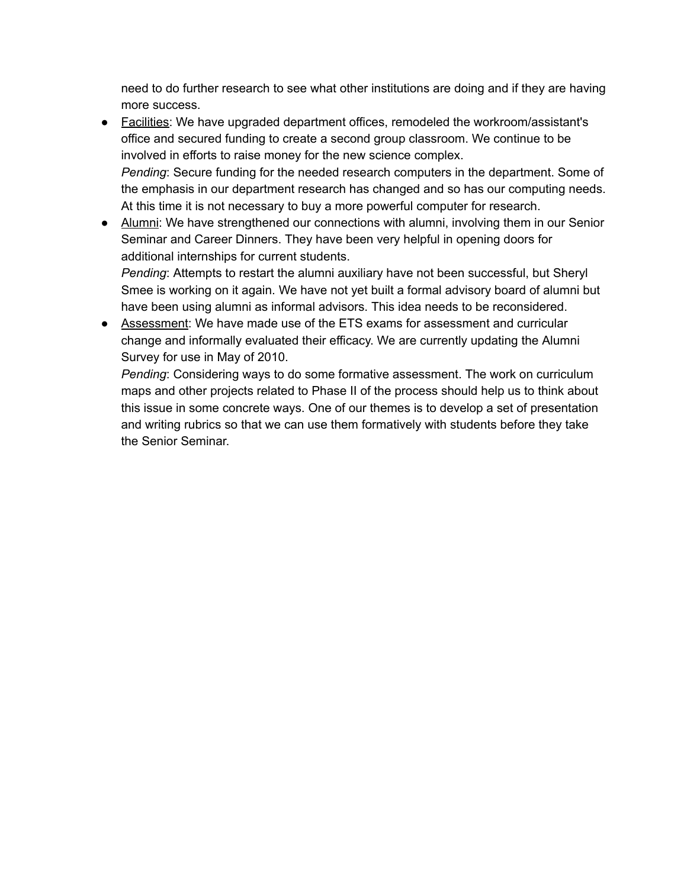need to do further research to see what other institutions are doing and if they are having more success.

- <u>Facilities</u>: We have upgraded department offices, remodeled the workroom/assistant's office and secured funding to create a second group classroom. We continue to be involved in efforts to raise money for the new science complex.
  *Pending*: Secure funding for the needed research computers in the department. Some of the emphasis in our department research has changed and so has our computing needs. At this time it is not necessary to buy a more powerful computer for research.
- <u>Alumni</u>: We have strengthened our connections with alumni, involving them in our Senior Seminar and Career Dinners. They have been very helpful in opening doors for additional internships for current students.
  *Pending*: Attempts to restart the alumni auxiliary have not been successful, but Sheryl Smee is working on it again. We have not yet built a formal advisory board of alumni but have been using alumni as informal advisors. This idea needs to be reconsidered.
- <u>Assessment</u>: We have made use of the ETS exams for assessment and curricular change and informally evaluated their efficacy. We are currently updating the Alumni Survey for use in May of 2010.
  *Pending*: Considering ways to do some formative assessment. The work on curriculum maps and other projects related to Phase II of the process should help us to think about this issue in some concrete ways. One of our themes is to develop a set of presentation and writing rubrics so that we can use them formatively with students before they take the Senior Seminar.